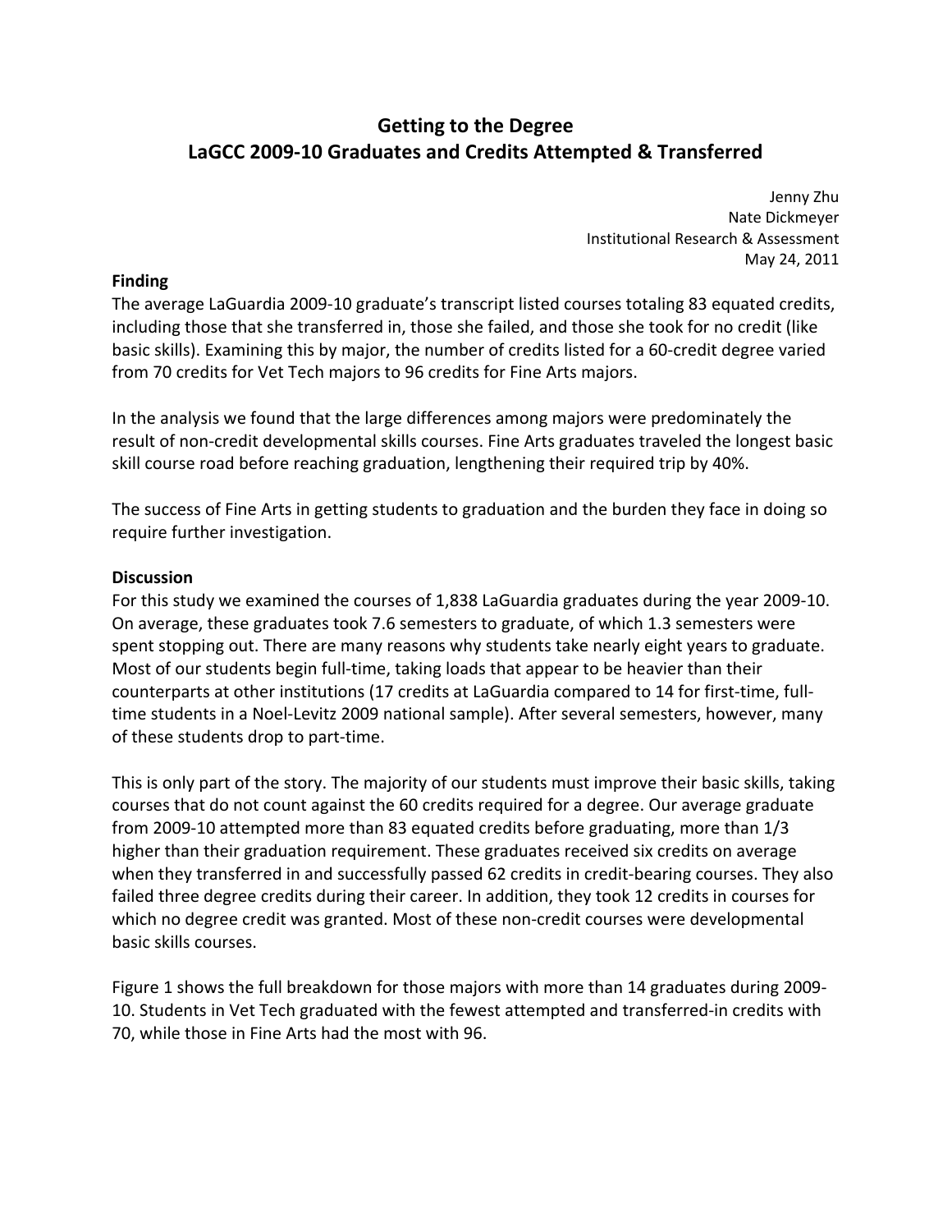# Getting to the Degree
# LaGCC 2009-10 Graduates and Credits Attempted & Transferred

Jenny Zhu
Nate Dickmeyer
Institutional Research & Assessment
May 24, 2011

**Finding**

The average LaGuardia 2009-10 graduate's transcript listed courses totaling 83 equated credits, including those that she transferred in, those she failed, and those she took for no credit (like basic skills). Examining this by major, the number of credits listed for a 60-credit degree varied from 70 credits for Vet Tech majors to 96 credits for Fine Arts majors.

In the analysis we found that the large differences among majors were predominately the result of non-credit developmental skills courses. Fine Arts graduates traveled the longest basic skill course road before reaching graduation, lengthening their required trip by 40%.

The success of Fine Arts in getting students to graduation and the burden they face in doing so require further investigation.

**Discussion**

For this study we examined the courses of 1,838 LaGuardia graduates during the year 2009-10. On average, these graduates took 7.6 semesters to graduate, of which 1.3 semesters were spent stopping out. There are many reasons why students take nearly eight years to graduate. Most of our students begin full-time, taking loads that appear to be heavier than their counterparts at other institutions (17 credits at LaGuardia compared to 14 for first-time, full-time students in a Noel-Levitz 2009 national sample). After several semesters, however, many of these students drop to part-time.

This is only part of the story. The majority of our students must improve their basic skills, taking courses that do not count against the 60 credits required for a degree. Our average graduate from 2009-10 attempted more than 83 equated credits before graduating, more than 1/3 higher than their graduation requirement. These graduates received six credits on average when they transferred in and successfully passed 62 credits in credit-bearing courses. They also failed three degree credits during their career. In addition, they took 12 credits in courses for which no degree credit was granted. Most of these non-credit courses were developmental basic skills courses.

Figure 1 shows the full breakdown for those majors with more than 14 graduates during 2009-10. Students in Vet Tech graduated with the fewest attempted and transferred-in credits with 70, while those in Fine Arts had the most with 96.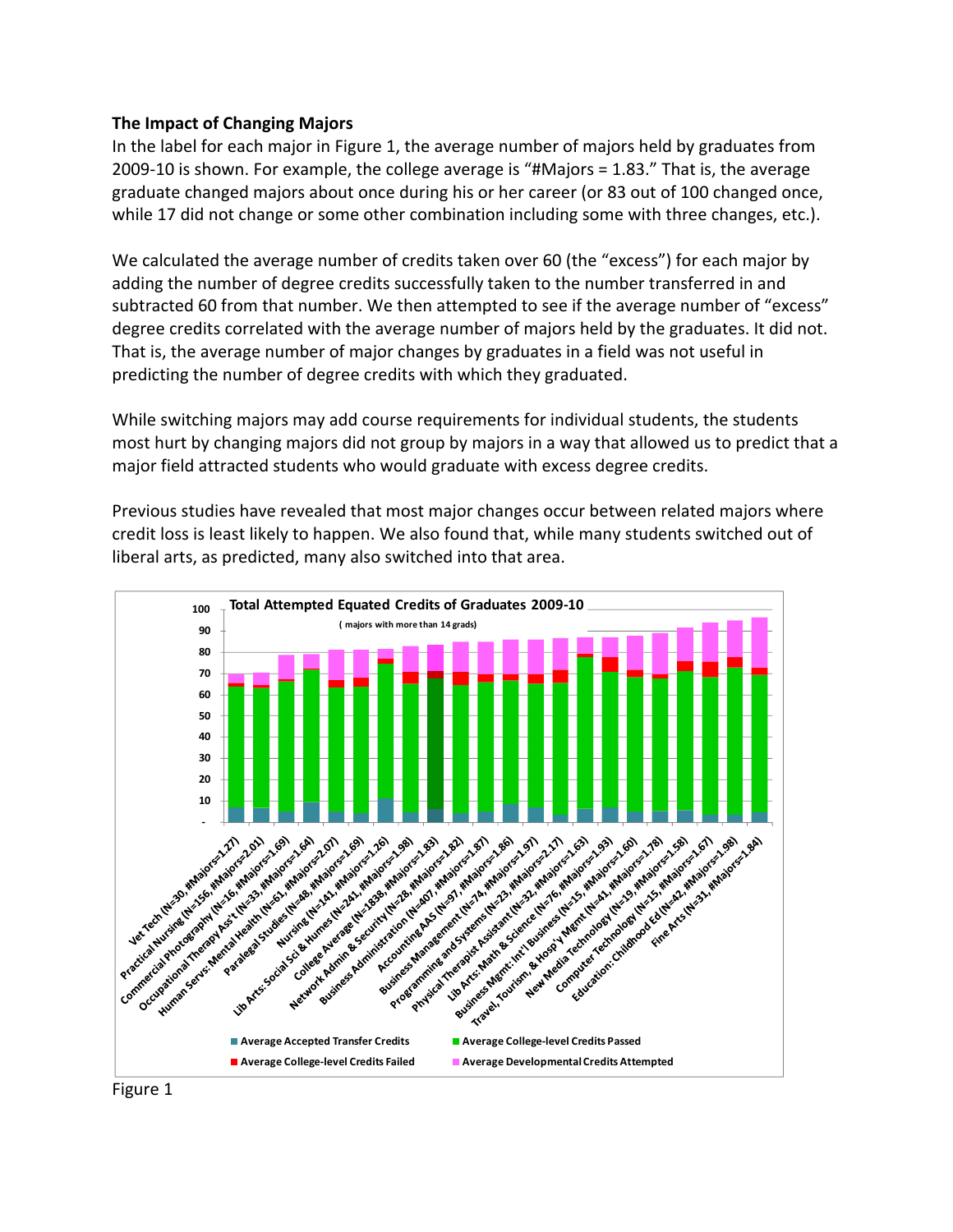**The Impact of Changing Majors**

In the label for each major in Figure 1, the average number of majors held by graduates from 2009-10 is shown. For example, the college average is "#Majors = 1.83." That is, the average graduate changed majors about once during his or her career (or 83 out of 100 changed once, while 17 did not change or some other combination including some with three changes, etc.).

We calculated the average number of credits taken over 60 (the "excess") for each major by adding the number of degree credits successfully taken to the number transferred in and subtracted 60 from that number. We then attempted to see if the average number of "excess" degree credits correlated with the average number of majors held by the graduates. It did not. That is, the average number of major changes by graduates in a field was not useful in predicting the number of degree credits with which they graduated.

While switching majors may add course requirements for individual students, the students most hurt by changing majors did not group by majors in a way that allowed us to predict that a major field attracted students who would graduate with excess degree credits.

Previous studies have revealed that most major changes occur between related majors where credit loss is least likely to happen. We also found that, while many students switched out of liberal arts, as predicted, many also switched into that area.

**Total Attempted Equated Credits of Graduates 2009-10**

( majors with more than 14 grads)

Categories: Vet Tech (N=30, #Majors=1.27); Practical Nursing (N=156, #Majors=2.01); Commercial Photography (N=16, #Majors=1.69); Occupational Therapy Ass't (N=33, #Majors=1.64); Human Servs: Mental Health (N=61, #Majors=2.07); Paralegal Studies (N=48, #Majors=1.69); Nursing (N=141, #Majors=1.26); Lib Arts: Social Sci & Humes (N=241, #Majors=1.98); College Average (N=1838, #Majors=1.83); Network Admin & Security (N=28, #Majors=1.82); Business Administration (N=407, #Majors=1.87); Accounting AAS (N=97, #Majors=1.86); Business Management (N=74, #Majors=1.97); Programming and Systems (N=23, #Majors=2.17); Physical Therapist Assistant (N=32, #Majors=1.63); Lib Arts: Math & Science (N=76, #Majors=1.93); Business Mgmt: Int'l Business (N=15, #Majors=1.60); Travel, Tourism, & Hosp'y Mgmt (N=41, #Majors=1.78); New Media Technology (N=19, #Majors=1.58); Computer Technology (N=15, #Majors=1.67); Education: Childhood Ed (N=42, #Majors=1.98); Fine Arts (N=31, #Majors=1.84)

Legend: Average Accepted Transfer Credits; Average College-level Credits Passed; Average College-level Credits Failed; Average Developmental Credits Attempted

Figure 1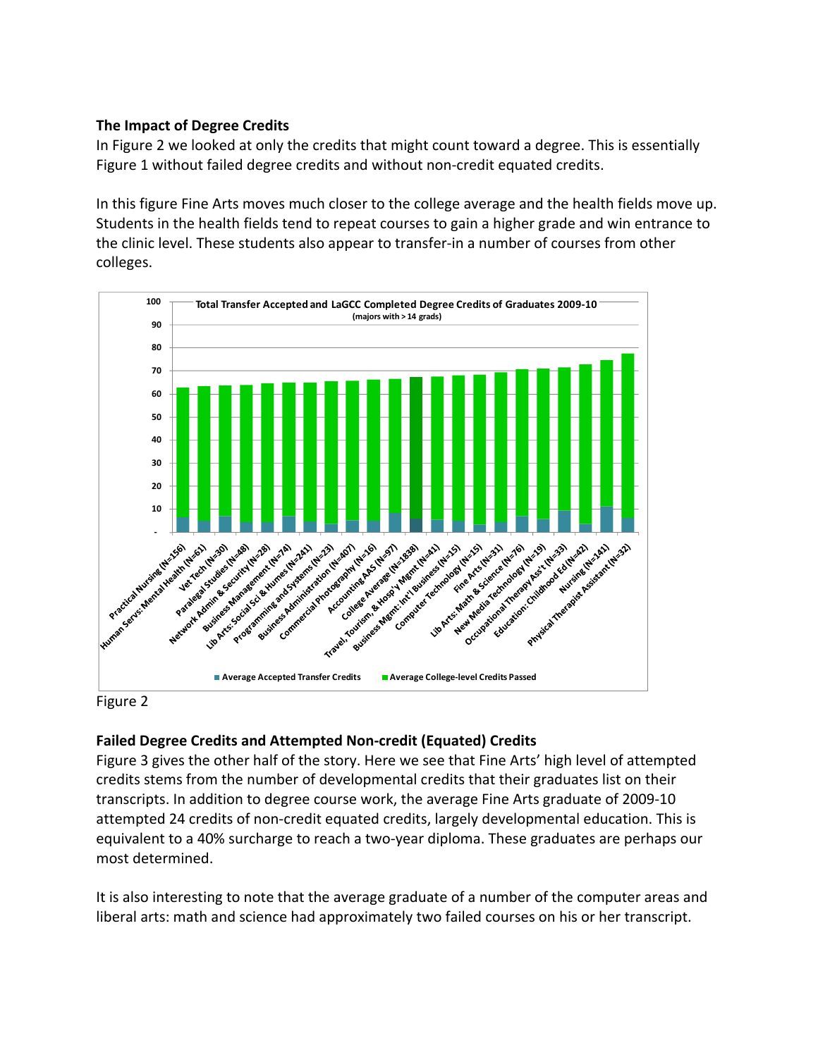### The Impact of Degree Credits

In Figure 2 we looked at only the credits that might count toward a degree. This is essentially Figure 1 without failed degree credits and without non-credit equated credits.

In this figure Fine Arts moves much closer to the college average and the health fields move up. Students in the health fields tend to repeat courses to gain a higher grade and win entrance to the clinic level. These students also appear to transfer-in a number of courses from other colleges.

Figure 2

### Failed Degree Credits and Attempted Non-credit (Equated) Credits

Figure 3 gives the other half of the story. Here we see that Fine Arts' high level of attempted credits stems from the number of developmental credits that their graduates list on their transcripts. In addition to degree course work, the average Fine Arts graduate of 2009-10 attempted 24 credits of non-credit equated credits, largely developmental education. This is equivalent to a 40% surcharge to reach a two-year diploma. These graduates are perhaps our most determined.

It is also interesting to note that the average graduate of a number of the computer areas and liberal arts: math and science had approximately two failed courses on his or her transcript.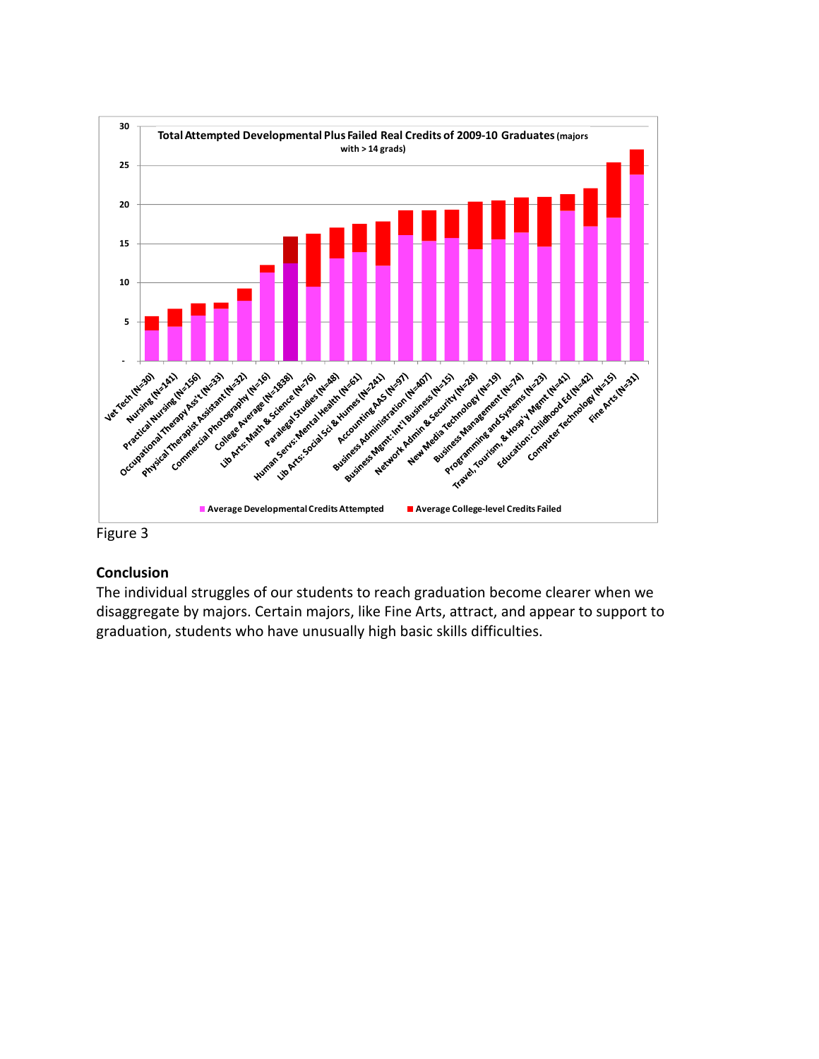Total Attempted Developmental Plus Failed Real Credits of 2009-10 Graduates (majors with > 14 grads)

30
25
20
15
10
5
-

Vet Tech (N=30)
Nursing (N=141)
Practical Nursing (N=156)
Occupational Therapy Ass't (N=33)
Physical Therapist Assistant (N=32)
Commercial Photography (N=16)
College Average (N=1838)
Lib Arts: Math & Science (N=76)
Paralegal Studies (N=48)
Human Servs: Mental Health (N=61)
Lib Arts: Social Sci & Humes (N=241)
Accounting AAS (N=97)
Business Administration (N=407)
Business Mgmt: Int'l Business (N=15)
Network Admin & Security (N=28)
New Media Technology (N=19)
Business Management (N=74)
Programming and Systems (N=23)
Travel, Tourism, & Hosp'y Mgmt (N=41)
Education: Childhood Ed (N=42)
Computer Technology (N=15)
Fine Arts (N=31)

Average Developmental Credits Attempted
Average College-level Credits Failed

Figure 3

## Conclusion

The individual struggles of our students to reach graduation become clearer when we disaggregate by majors. Certain majors, like Fine Arts, attract, and appear to support to graduation, students who have unusually high basic skills difficulties.